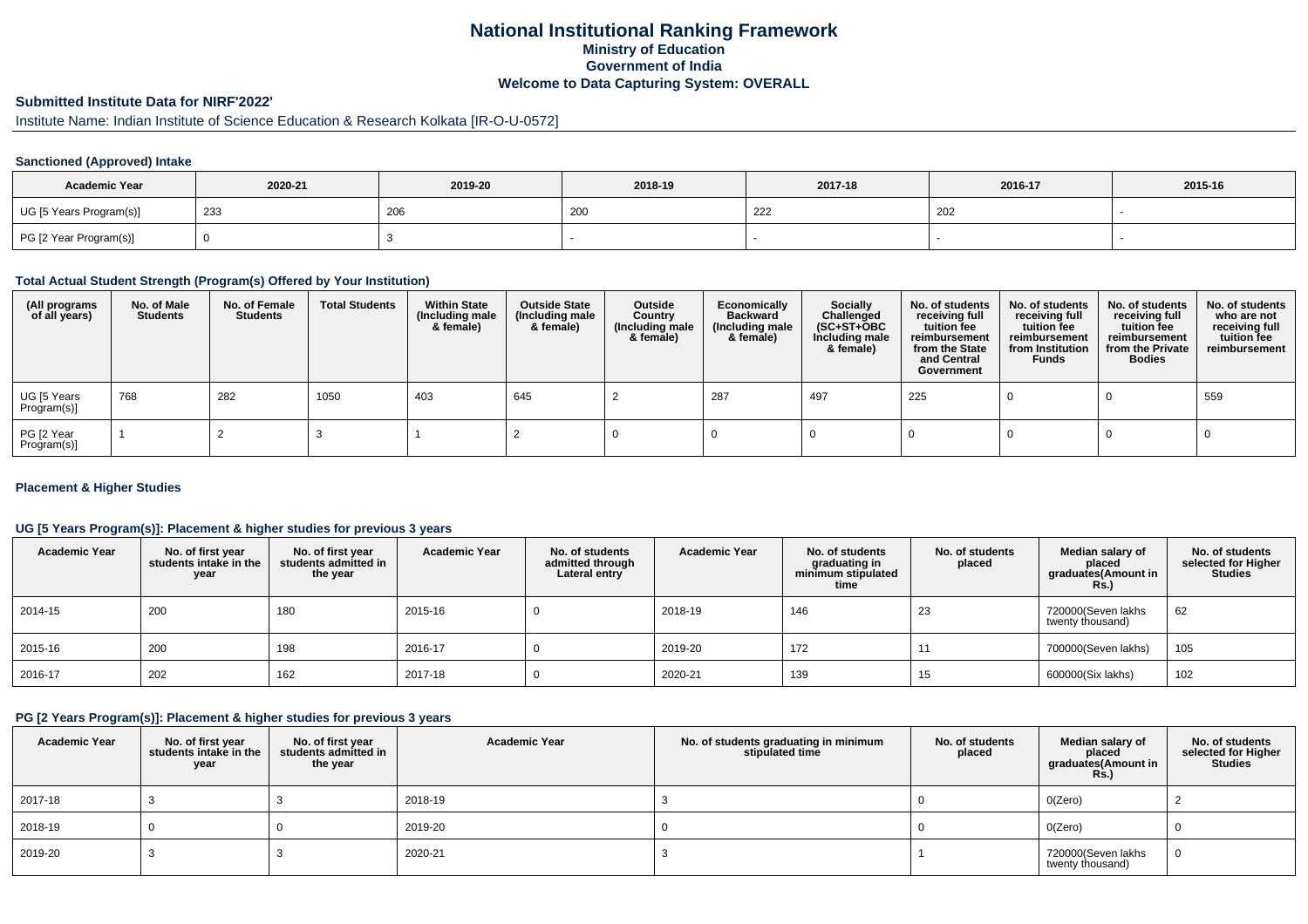# National Institutional Ranking Framework
## Ministry of Education
## Government of India
## Welcome to Data Capturing System: OVERALL

### Submitted Institute Data for NIRF'2022'

Institute Name: Indian Institute of Science Education & Research Kolkata [IR-O-U-0572]

#### Sanctioned (Approved) Intake

| Academic Year | 2020-21 | 2019-20 | 2018-19 | 2017-18 | 2016-17 | 2015-16 |
|---|---|---|---|---|---|---|
| UG [5 Years Program(s)] | 233 | 206 | 200 | 222 | 202 | - |
| PG [2 Year Program(s)] | 0 | 3 | - | - | - | - |

#### Total Actual Student Strength (Program(s) Offered by Your Institution)

| (All programs of all years) | No. of Male Students | No. of Female Students | Total Students | Within State (Including male & female) | Outside State (Including male & female) | Outside Country (Including male & female) | Economically Backward (Including male & female) | Socially Challenged (SC+ST+OBC Including male & female) | No. of students receiving full tuition fee reimbursement from the State and Central Government | No. of students receiving full tuition fee reimbursement from Institution Funds | No. of students receiving full tuition fee reimbursement from the Private Bodies | No. of students who are not receiving full tuition fee reimbursement |
|---|---|---|---|---|---|---|---|---|---|---|---|---|
| UG [5 Years Program(s)] | 768 | 282 | 1050 | 403 | 645 | 2 | 287 | 497 | 225 | 0 | 0 | 559 |
| PG [2 Year Program(s)] | 1 | 2 | 3 | 1 | 2 | 0 | 0 | 0 | 0 | 0 | 0 | 0 |

#### Placement & Higher Studies

#### UG [5 Years Program(s)]: Placement & higher studies for previous 3 years

| Academic Year | No. of first year students intake in the year | No. of first year students admitted in the year | Academic Year | No. of students admitted through Lateral entry | Academic Year | No. of students graduating in minimum stipulated time | No. of students placed | Median salary of placed graduates(Amount in Rs.) | No. of students selected for Higher Studies |
|---|---|---|---|---|---|---|---|---|---|
| 2014-15 | 200 | 180 | 2015-16 | 0 | 2018-19 | 146 | 23 | 720000(Seven lakhs twenty thousand) | 62 |
| 2015-16 | 200 | 198 | 2016-17 | 0 | 2019-20 | 172 | 11 | 700000(Seven lakhs) | 105 |
| 2016-17 | 202 | 162 | 2017-18 | 0 | 2020-21 | 139 | 15 | 600000(Six lakhs) | 102 |

#### PG [2 Years Program(s)]: Placement & higher studies for previous 3 years

| Academic Year | No. of first year students intake in the year | No. of first year students admitted in the year | Academic Year | No. of students graduating in minimum stipulated time | No. of students placed | Median salary of placed graduates(Amount in Rs.) | No. of students selected for Higher Studies |
|---|---|---|---|---|---|---|---|
| 2017-18 | 3 | 3 | 2018-19 | 3 | 0 | 0(Zero) | 2 |
| 2018-19 | 0 | 0 | 2019-20 | 0 | 0 | 0(Zero) | 0 |
| 2019-20 | 3 | 3 | 2020-21 | 3 | 1 | 720000(Seven lakhs twenty thousand) | 0 |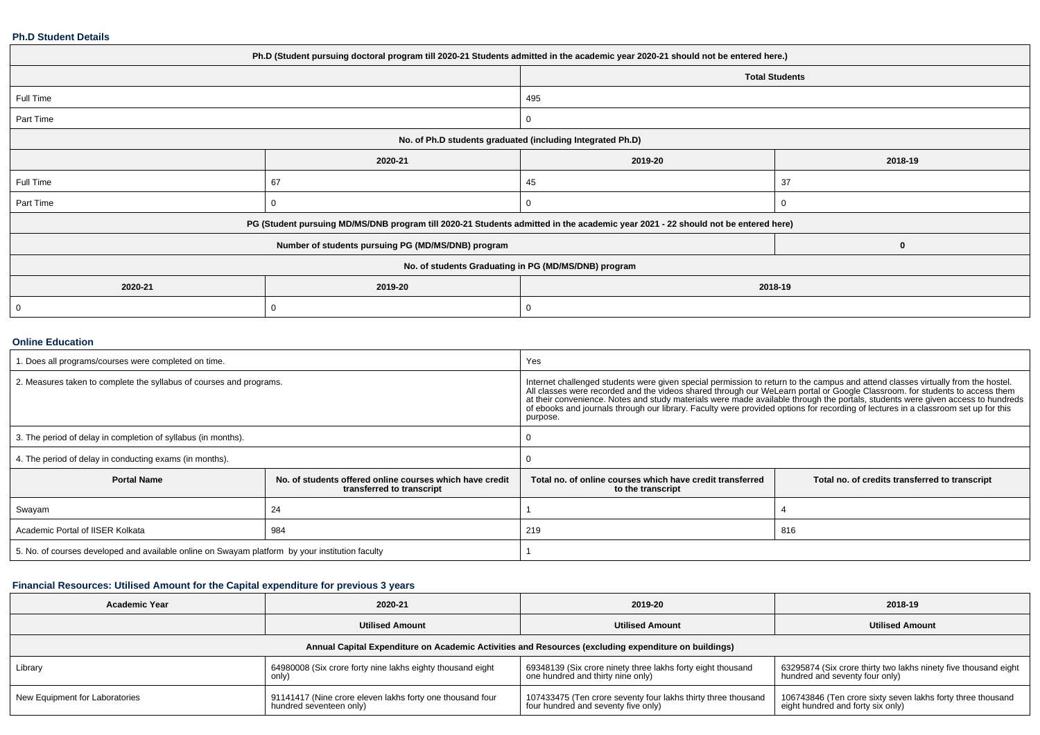### Ph.D Student Details

| Ph.D (Student pursuing doctoral program till 2020-21 Students admitted in the academic year 2020-21 should not be entered here.) | | | |
|---|---|---|---|
| | | Total Students | |
| Full Time | | 495 | |
| Part Time | | 0 | |
| No. of Ph.D students graduated (including Integrated Ph.D) | | | |
| | 2020-21 | 2019-20 | 2018-19 |
| Full Time | 67 | 45 | 37 |
| Part Time | 0 | 0 | 0 |
| PG (Student pursuing MD/MS/DNB program till 2020-21 Students admitted in the academic year 2021 - 22 should not be entered here) | | | |
| Number of students pursuing PG (MD/MS/DNB) program | | | 0 |
| No. of students Graduating in PG (MD/MS/DNB) program | | | |
| 2020-21 | 2019-20 | 2018-19 | |
| 0 | 0 | 0 | |

### Online Education

| 1. Does all programs/courses were completed on time. | | Yes | |
|---|---|---|---|
| 2. Measures taken to complete the syllabus of courses and programs. | | Internet challenged students were given special permission to return to the campus and attend classes virtually from the hostel. All classes were recorded and the videos shared through our WeLearn portal or Google Classroom. for students to access them at their convenience. Notes and study materials were made available through the portals, students were given access to hundreds of ebooks and journals through our library. Faculty were provided options for recording of lectures in a classroom set up for this purpose. | |
| 3. The period of delay in completion of syllabus (in months). | | 0 | |
| 4. The period of delay in conducting exams (in months). | | 0 | |
| **Portal Name** | **No. of students offered online courses which have credit transferred to transcript** | **Total no. of online courses which have credit transferred to the transcript** | **Total no. of credits transferred to transcript** |
| Swayam | 24 | 1 | 4 |
| Academic Portal of IISER Kolkata | 984 | 219 | 816 |
| 5. No. of courses developed and available online on Swayam platform by your institution faculty | | 1 | |

### Financial Resources: Utilised Amount for the Capital expenditure for previous 3 years

| Academic Year | 2020-21 | 2019-20 | 2018-19 |
|---|---|---|---|
| | Utilised Amount | Utilised Amount | Utilised Amount |
| Annual Capital Expenditure on Academic Activities and Resources (excluding expenditure on buildings) | | | |
| Library | 64980008 (Six crore forty nine lakhs eighty thousand eight only) | 69348139 (Six crore ninety three lakhs forty eight thousand one hundred and thirty nine only) | 63295874 (Six crore thirty two lakhs ninety five thousand eight hundred and seventy four only) |
| New Equipment for Laboratories | 91141417 (Nine crore eleven lakhs forty one thousand four hundred seventeen only) | 107433475 (Ten crore seventy four lakhs thirty three thousand four hundred and seventy five only) | 106743846 (Ten crore sixty seven lakhs forty three thousand eight hundred and forty six only) |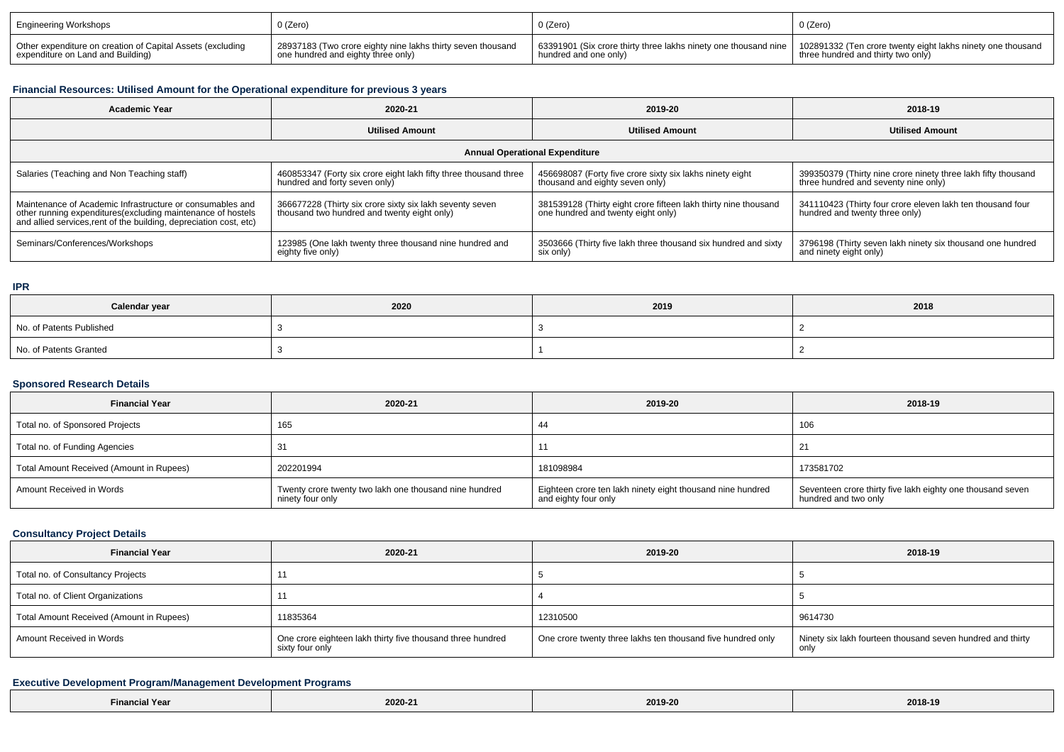| Engineering Workshops | 0 (Zero) | 0 (Zero) | 0 (Zero) |
|---|---|---|---|
| Other expenditure on creation of Capital Assets (excluding expenditure on Land and Building) | 28937183 (Two crore eighty nine lakhs thirty seven thousand one hundred and eighty three only) | 63391901 (Six crore thirty three lakhs ninety one thousand nine hundred and one only) | 102891332 (Ten crore twenty eight lakhs ninety one thousand three hundred and thirty two only) |

### Financial Resources: Utilised Amount for the Operational expenditure for previous 3 years

| Academic Year | 2020-21 | 2019-20 | 2018-19 |
|---|---|---|---|
| | Utilised Amount | Utilised Amount | Utilised Amount |
| Annual Operational Expenditure | | | |
| Salaries (Teaching and Non Teaching staff) | 460853347 (Forty six crore eight lakh fifty three thousand three hundred and forty seven only) | 456698087 (Forty five crore sixty six lakhs ninety eight thousand and eighty seven only) | 399350379 (Thirty nine crore ninety three lakh fifty thousand three hundred and seventy nine only) |
| Maintenance of Academic Infrastructure or consumables and other running expenditures(excluding maintenance of hostels and allied services,rent of the building, depreciation cost, etc) | 366677228 (Thirty six crore sixty six lakh seventy seven thousand two hundred and twenty eight only) | 381539128 (Thirty eight crore fifteen lakh thirty nine thousand one hundred and twenty eight only) | 341110423 (Thirty four crore eleven lakh ten thousand four hundred and twenty three only) |
| Seminars/Conferences/Workshops | 123985 (One lakh twenty three thousand nine hundred and eighty five only) | 3503666 (Thirty five lakh three thousand six hundred and sixty six only) | 3796198 (Thirty seven lakh ninety six thousand one hundred and ninety eight only) |

### IPR

| Calendar year | 2020 | 2019 | 2018 |
|---|---|---|---|
| No. of Patents Published | 3 | 3 | 2 |
| No. of Patents Granted | 3 | 1 | 2 |

### Sponsored Research Details

| Financial Year | 2020-21 | 2019-20 | 2018-19 |
|---|---|---|---|
| Total no. of Sponsored Projects | 165 | 44 | 106 |
| Total no. of Funding Agencies | 31 | 11 | 21 |
| Total Amount Received (Amount in Rupees) | 202201994 | 181098984 | 173581702 |
| Amount Received in Words | Twenty crore twenty two lakh one thousand nine hundred ninety four only | Eighteen crore ten lakh ninety eight thousand nine hundred and eighty four only | Seventeen crore thirty five lakh eighty one thousand seven hundred and two only |

### Consultancy Project Details

| Financial Year | 2020-21 | 2019-20 | 2018-19 |
|---|---|---|---|
| Total no. of Consultancy Projects | 11 | 5 | 5 |
| Total no. of Client Organizations | 11 | 4 | 5 |
| Total Amount Received (Amount in Rupees) | 11835364 | 12310500 | 9614730 |
| Amount Received in Words | One crore eighteen lakh thirty five thousand three hundred sixty four only | One crore twenty three lakhs ten thousand five hundred only | Ninety six lakh fourteen thousand seven hundred and thirty only |

### Executive Development Program/Management Development Programs

| Financial Year | 2020-21 | 2019-20 | 2018-19 |
|---|---|---|---|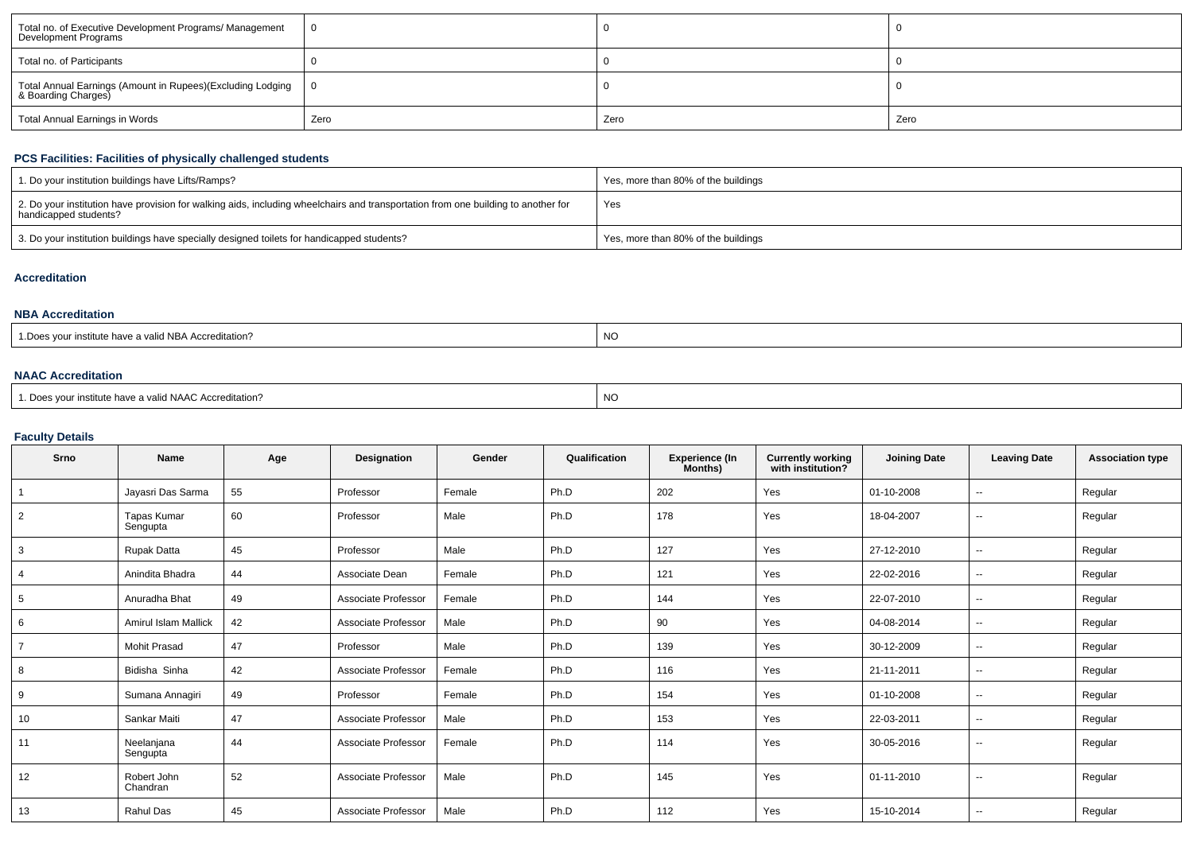| Total no. of Executive Development Programs/ Management Development Programs | 0 | 0 | 0 |
|---|---|---|---|
| Total no. of Participants | 0 | 0 | 0 |
| Total Annual Earnings (Amount in Rupees)(Excluding Lodging & Boarding Charges) | 0 | 0 | 0 |
| Total Annual Earnings in Words | Zero | Zero | Zero |

### PCS Facilities: Facilities of physically challenged students

| | |
|---|---|
| 1. Do your institution buildings have Lifts/Ramps? | Yes, more than 80% of the buildings |
| 2. Do your institution have provision for walking aids, including wheelchairs and transportation from one building to another for handicapped students? | Yes |
| 3. Do your institution buildings have specially designed toilets for handicapped students? | Yes, more than 80% of the buildings |

### Accreditation

### NBA Accreditation

| | |
|---|---|
| 1.Does your institute have a valid NBA Accreditation? | NO |

### NAAC Accreditation

| | |
|---|---|
| 1. Does your institute have a valid NAAC Accreditation? | NO |

### Faculty Details

| Srno | Name | Age | Designation | Gender | Qualification | Experience (In Months) | Currently working with institution? | Joining Date | Leaving Date | Association type |
|---|---|---|---|---|---|---|---|---|---|---|
| 1 | Jayasri Das Sarma | 55 | Professor | Female | Ph.D | 202 | Yes | 01-10-2008 | -- | Regular |
| 2 | Tapas Kumar Sengupta | 60 | Professor | Male | Ph.D | 178 | Yes | 18-04-2007 | -- | Regular |
| 3 | Rupak Datta | 45 | Professor | Male | Ph.D | 127 | Yes | 27-12-2010 | -- | Regular |
| 4 | Anindita Bhadra | 44 | Associate Dean | Female | Ph.D | 121 | Yes | 22-02-2016 | -- | Regular |
| 5 | Anuradha Bhat | 49 | Associate Professor | Female | Ph.D | 144 | Yes | 22-07-2010 | -- | Regular |
| 6 | Amirul Islam Mallick | 42 | Associate Professor | Male | Ph.D | 90 | Yes | 04-08-2014 | -- | Regular |
| 7 | Mohit Prasad | 47 | Professor | Male | Ph.D | 139 | Yes | 30-12-2009 | -- | Regular |
| 8 | Bidisha Sinha | 42 | Associate Professor | Female | Ph.D | 116 | Yes | 21-11-2011 | -- | Regular |
| 9 | Sumana Annagiri | 49 | Professor | Female | Ph.D | 154 | Yes | 01-10-2008 | -- | Regular |
| 10 | Sankar Maiti | 47 | Associate Professor | Male | Ph.D | 153 | Yes | 22-03-2011 | -- | Regular |
| 11 | Neelanjana Sengupta | 44 | Associate Professor | Female | Ph.D | 114 | Yes | 30-05-2016 | -- | Regular |
| 12 | Robert John Chandran | 52 | Associate Professor | Male | Ph.D | 145 | Yes | 01-11-2010 | -- | Regular |
| 13 | Rahul Das | 45 | Associate Professor | Male | Ph.D | 112 | Yes | 15-10-2014 | -- | Regular |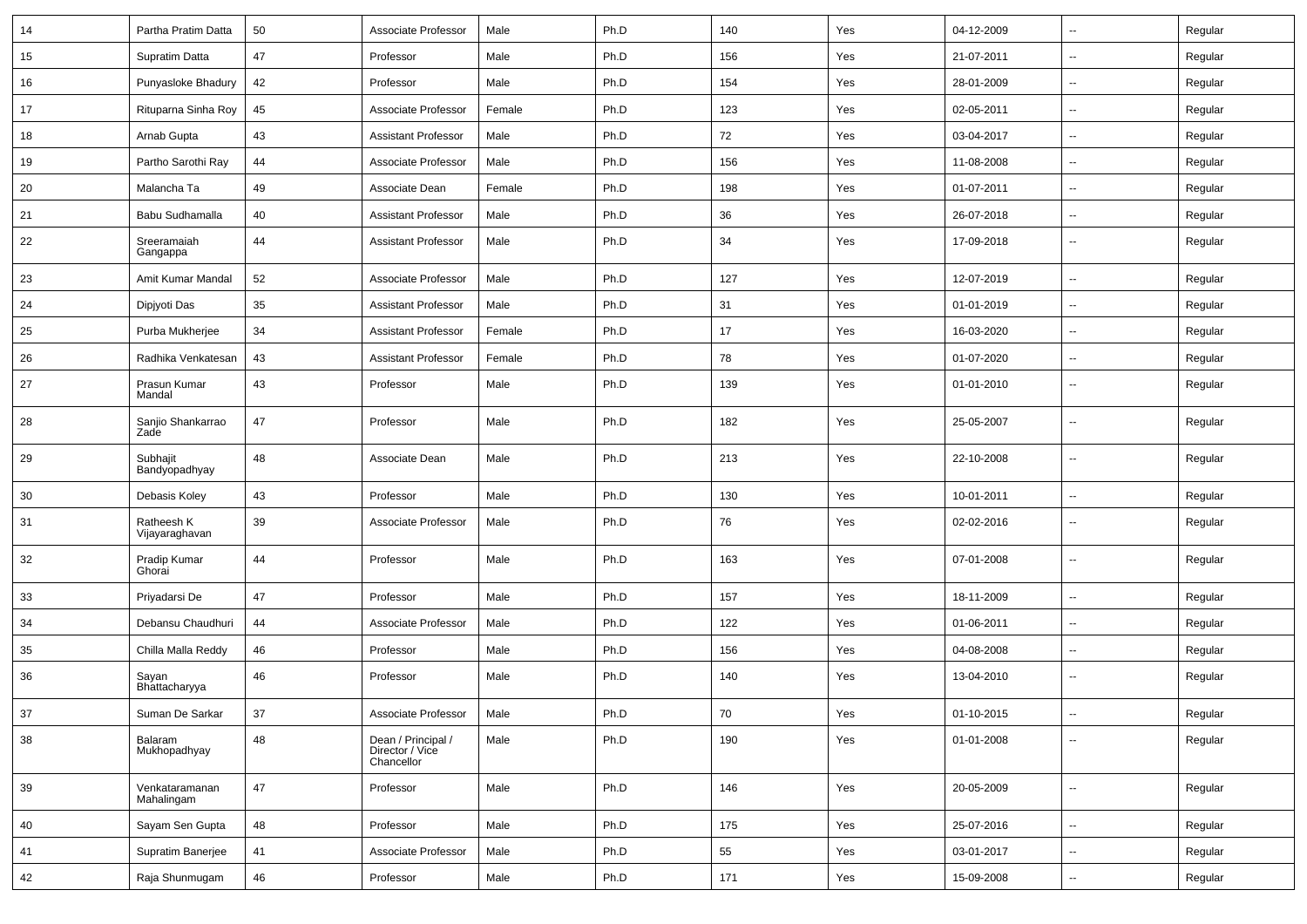| 14 | Partha Pratim Datta | 50 | Associate Professor | Male | Ph.D | 140 | Yes | 04-12-2009 | -- | Regular |
|---|---|---|---|---|---|---|---|---|---|---|
| 15 | Supratim Datta | 47 | Professor | Male | Ph.D | 156 | Yes | 21-07-2011 | -- | Regular |
| 16 | Punyasloke Bhadury | 42 | Professor | Male | Ph.D | 154 | Yes | 28-01-2009 | -- | Regular |
| 17 | Rituparna Sinha Roy | 45 | Associate Professor | Female | Ph.D | 123 | Yes | 02-05-2011 | -- | Regular |
| 18 | Arnab Gupta | 43 | Assistant Professor | Male | Ph.D | 72 | Yes | 03-04-2017 | -- | Regular |
| 19 | Partho Sarothi Ray | 44 | Associate Professor | Male | Ph.D | 156 | Yes | 11-08-2008 | -- | Regular |
| 20 | Malancha Ta | 49 | Associate Dean | Female | Ph.D | 198 | Yes | 01-07-2011 | -- | Regular |
| 21 | Babu Sudhamalla | 40 | Assistant Professor | Male | Ph.D | 36 | Yes | 26-07-2018 | -- | Regular |
| 22 | Sreeramaiah Gangappa | 44 | Assistant Professor | Male | Ph.D | 34 | Yes | 17-09-2018 | -- | Regular |
| 23 | Amit Kumar Mandal | 52 | Associate Professor | Male | Ph.D | 127 | Yes | 12-07-2019 | -- | Regular |
| 24 | Dipjyoti Das | 35 | Assistant Professor | Male | Ph.D | 31 | Yes | 01-01-2019 | -- | Regular |
| 25 | Purba Mukherjee | 34 | Assistant Professor | Female | Ph.D | 17 | Yes | 16-03-2020 | -- | Regular |
| 26 | Radhika Venkatesan | 43 | Assistant Professor | Female | Ph.D | 78 | Yes | 01-07-2020 | -- | Regular |
| 27 | Prasun Kumar Mandal | 43 | Professor | Male | Ph.D | 139 | Yes | 01-01-2010 | -- | Regular |
| 28 | Sanjio Shankarrao Zade | 47 | Professor | Male | Ph.D | 182 | Yes | 25-05-2007 | -- | Regular |
| 29 | Subhajit Bandyopadhyay | 48 | Associate Dean | Male | Ph.D | 213 | Yes | 22-10-2008 | -- | Regular |
| 30 | Debasis Koley | 43 | Professor | Male | Ph.D | 130 | Yes | 10-01-2011 | -- | Regular |
| 31 | Ratheesh K Vijayaraghavan | 39 | Associate Professor | Male | Ph.D | 76 | Yes | 02-02-2016 | -- | Regular |
| 32 | Pradip Kumar Ghorai | 44 | Professor | Male | Ph.D | 163 | Yes | 07-01-2008 | -- | Regular |
| 33 | Priyadarsi De | 47 | Professor | Male | Ph.D | 157 | Yes | 18-11-2009 | -- | Regular |
| 34 | Debansu Chaudhuri | 44 | Associate Professor | Male | Ph.D | 122 | Yes | 01-06-2011 | -- | Regular |
| 35 | Chilla Malla Reddy | 46 | Professor | Male | Ph.D | 156 | Yes | 04-08-2008 | -- | Regular |
| 36 | Sayan Bhattacharyya | 46 | Professor | Male | Ph.D | 140 | Yes | 13-04-2010 | -- | Regular |
| 37 | Suman De Sarkar | 37 | Associate Professor | Male | Ph.D | 70 | Yes | 01-10-2015 | -- | Regular |
| 38 | Balaram Mukhopadhyay | 48 | Dean / Principal / Director / Vice Chancellor | Male | Ph.D | 190 | Yes | 01-01-2008 | -- | Regular |
| 39 | Venkataramanan Mahalingam | 47 | Professor | Male | Ph.D | 146 | Yes | 20-05-2009 | -- | Regular |
| 40 | Sayam Sen Gupta | 48 | Professor | Male | Ph.D | 175 | Yes | 25-07-2016 | -- | Regular |
| 41 | Supratim Banerjee | 41 | Associate Professor | Male | Ph.D | 55 | Yes | 03-01-2017 | -- | Regular |
| 42 | Raja Shunmugam | 46 | Professor | Male | Ph.D | 171 | Yes | 15-09-2008 | -- | Regular |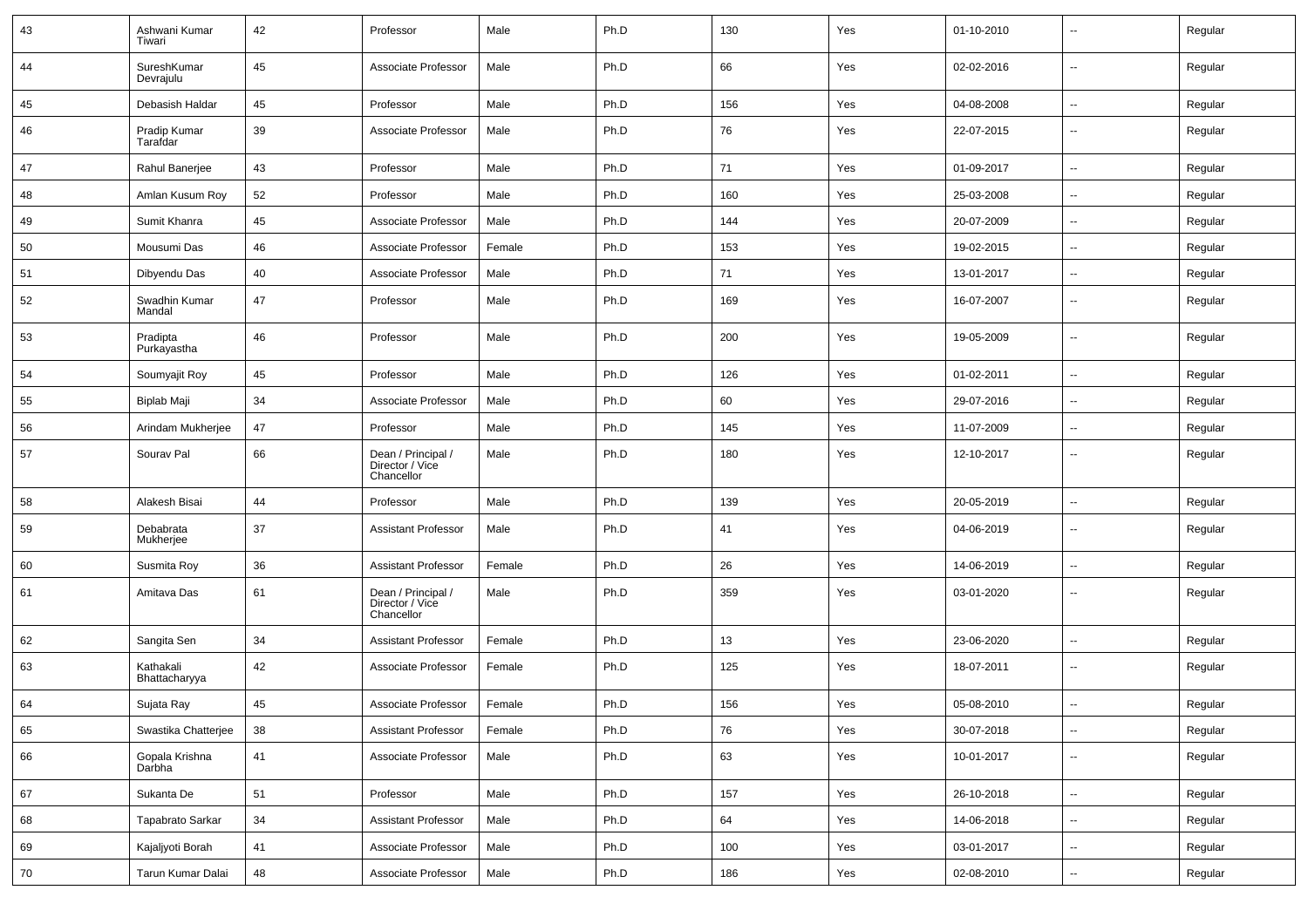| 43 | Ashwani Kumar Tiwari | 42 | Professor | Male | Ph.D | 130 | Yes | 01-10-2010 | -- | Regular |
|---|---|---|---|---|---|---|---|---|---|---|
| 44 | SureshKumar Devrajulu | 45 | Associate Professor | Male | Ph.D | 66 | Yes | 02-02-2016 | -- | Regular |
| 45 | Debasish Haldar | 45 | Professor | Male | Ph.D | 156 | Yes | 04-08-2008 | -- | Regular |
| 46 | Pradip Kumar Tarafdar | 39 | Associate Professor | Male | Ph.D | 76 | Yes | 22-07-2015 | -- | Regular |
| 47 | Rahul Banerjee | 43 | Professor | Male | Ph.D | 71 | Yes | 01-09-2017 | -- | Regular |
| 48 | Amlan Kusum Roy | 52 | Professor | Male | Ph.D | 160 | Yes | 25-03-2008 | -- | Regular |
| 49 | Sumit Khanra | 45 | Associate Professor | Male | Ph.D | 144 | Yes | 20-07-2009 | -- | Regular |
| 50 | Mousumi Das | 46 | Associate Professor | Female | Ph.D | 153 | Yes | 19-02-2015 | -- | Regular |
| 51 | Dibyendu Das | 40 | Associate Professor | Male | Ph.D | 71 | Yes | 13-01-2017 | -- | Regular |
| 52 | Swadhin Kumar Mandal | 47 | Professor | Male | Ph.D | 169 | Yes | 16-07-2007 | -- | Regular |
| 53 | Pradipta Purkayastha | 46 | Professor | Male | Ph.D | 200 | Yes | 19-05-2009 | -- | Regular |
| 54 | Soumyajit Roy | 45 | Professor | Male | Ph.D | 126 | Yes | 01-02-2011 | -- | Regular |
| 55 | Biplab Maji | 34 | Associate Professor | Male | Ph.D | 60 | Yes | 29-07-2016 | -- | Regular |
| 56 | Arindam Mukherjee | 47 | Professor | Male | Ph.D | 145 | Yes | 11-07-2009 | -- | Regular |
| 57 | Sourav Pal | 66 | Dean / Principal / Director / Vice Chancellor | Male | Ph.D | 180 | Yes | 12-10-2017 | -- | Regular |
| 58 | Alakesh Bisai | 44 | Professor | Male | Ph.D | 139 | Yes | 20-05-2019 | -- | Regular |
| 59 | Debabrata Mukherjee | 37 | Assistant Professor | Male | Ph.D | 41 | Yes | 04-06-2019 | -- | Regular |
| 60 | Susmita Roy | 36 | Assistant Professor | Female | Ph.D | 26 | Yes | 14-06-2019 | -- | Regular |
| 61 | Amitava Das | 61 | Dean / Principal / Director / Vice Chancellor | Male | Ph.D | 359 | Yes | 03-01-2020 | -- | Regular |
| 62 | Sangita Sen | 34 | Assistant Professor | Female | Ph.D | 13 | Yes | 23-06-2020 | -- | Regular |
| 63 | Kathakali Bhattacharyya | 42 | Associate Professor | Female | Ph.D | 125 | Yes | 18-07-2011 | -- | Regular |
| 64 | Sujata Ray | 45 | Associate Professor | Female | Ph.D | 156 | Yes | 05-08-2010 | -- | Regular |
| 65 | Swastika Chatterjee | 38 | Assistant Professor | Female | Ph.D | 76 | Yes | 30-07-2018 | -- | Regular |
| 66 | Gopala Krishna Darbha | 41 | Associate Professor | Male | Ph.D | 63 | Yes | 10-01-2017 | -- | Regular |
| 67 | Sukanta De | 51 | Professor | Male | Ph.D | 157 | Yes | 26-10-2018 | -- | Regular |
| 68 | Tapabrato Sarkar | 34 | Assistant Professor | Male | Ph.D | 64 | Yes | 14-06-2018 | -- | Regular |
| 69 | Kajaljyoti Borah | 41 | Associate Professor | Male | Ph.D | 100 | Yes | 03-01-2017 | -- | Regular |
| 70 | Tarun Kumar Dalai | 48 | Associate Professor | Male | Ph.D | 186 | Yes | 02-08-2010 | -- | Regular |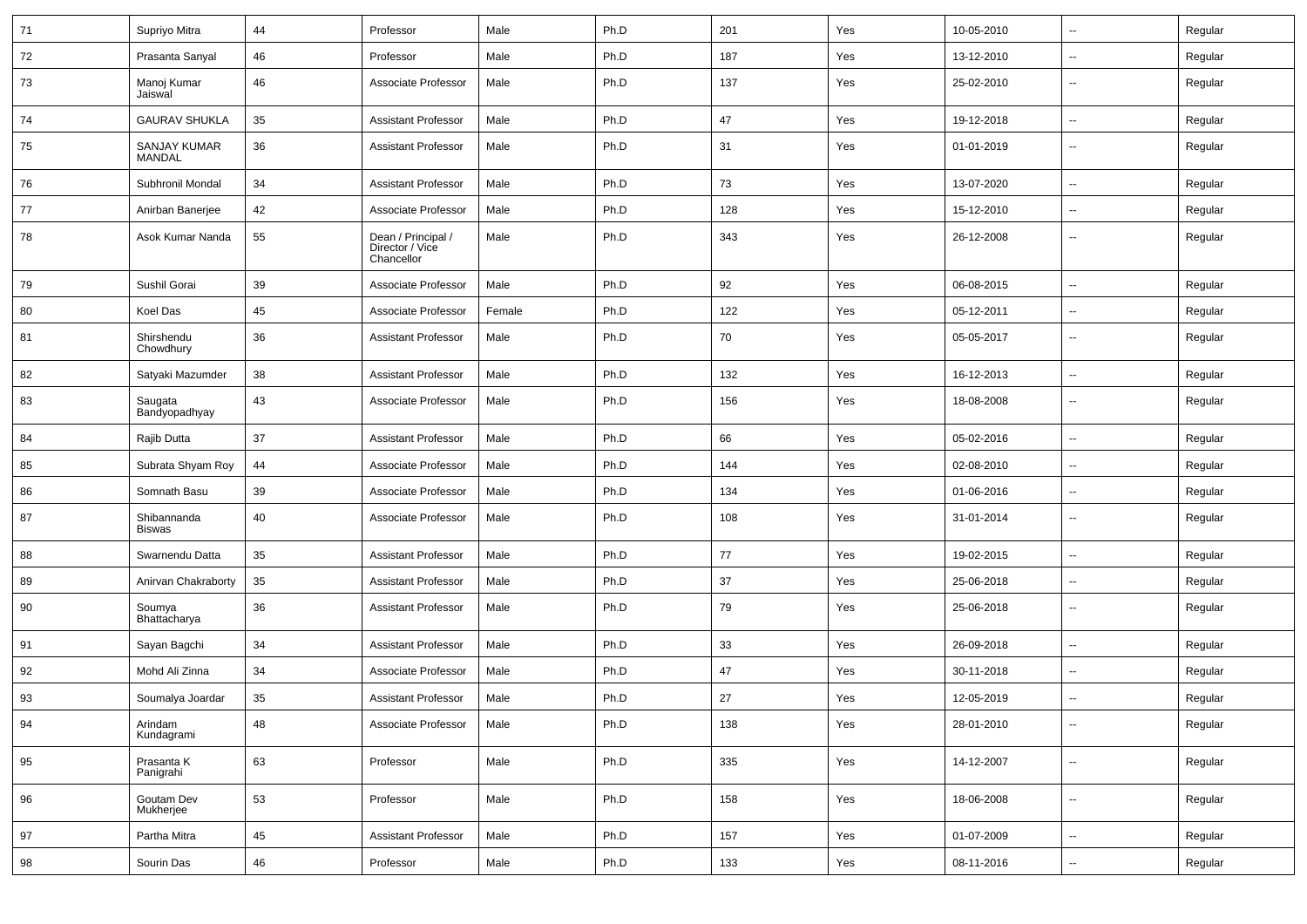| 71 | Supriyo Mitra | 44 | Professor | Male | Ph.D | 201 | Yes | 10-05-2010 | -- | Regular |
|---|---|---|---|---|---|---|---|---|---|---|
| 72 | Prasanta Sanyal | 46 | Professor | Male | Ph.D | 187 | Yes | 13-12-2010 | -- | Regular |
| 73 | Manoj Kumar Jaiswal | 46 | Associate Professor | Male | Ph.D | 137 | Yes | 25-02-2010 | -- | Regular |
| 74 | GAURAV SHUKLA | 35 | Assistant Professor | Male | Ph.D | 47 | Yes | 19-12-2018 | -- | Regular |
| 75 | SANJAY KUMAR MANDAL | 36 | Assistant Professor | Male | Ph.D | 31 | Yes | 01-01-2019 | -- | Regular |
| 76 | Subhronil Mondal | 34 | Assistant Professor | Male | Ph.D | 73 | Yes | 13-07-2020 | -- | Regular |
| 77 | Anirban Banerjee | 42 | Associate Professor | Male | Ph.D | 128 | Yes | 15-12-2010 | -- | Regular |
| 78 | Asok Kumar Nanda | 55 | Dean / Principal / Director / Vice Chancellor | Male | Ph.D | 343 | Yes | 26-12-2008 | -- | Regular |
| 79 | Sushil Gorai | 39 | Associate Professor | Male | Ph.D | 92 | Yes | 06-08-2015 | -- | Regular |
| 80 | Koel Das | 45 | Associate Professor | Female | Ph.D | 122 | Yes | 05-12-2011 | -- | Regular |
| 81 | Shirshendu Chowdhury | 36 | Assistant Professor | Male | Ph.D | 70 | Yes | 05-05-2017 | -- | Regular |
| 82 | Satyaki Mazumder | 38 | Assistant Professor | Male | Ph.D | 132 | Yes | 16-12-2013 | -- | Regular |
| 83 | Saugata Bandyopadhyay | 43 | Associate Professor | Male | Ph.D | 156 | Yes | 18-08-2008 | -- | Regular |
| 84 | Rajib Dutta | 37 | Assistant Professor | Male | Ph.D | 66 | Yes | 05-02-2016 | -- | Regular |
| 85 | Subrata Shyam Roy | 44 | Associate Professor | Male | Ph.D | 144 | Yes | 02-08-2010 | -- | Regular |
| 86 | Somnath Basu | 39 | Associate Professor | Male | Ph.D | 134 | Yes | 01-06-2016 | -- | Regular |
| 87 | Shibannanda Biswas | 40 | Associate Professor | Male | Ph.D | 108 | Yes | 31-01-2014 | -- | Regular |
| 88 | Swarnendu Datta | 35 | Assistant Professor | Male | Ph.D | 77 | Yes | 19-02-2015 | -- | Regular |
| 89 | Anirvan Chakraborty | 35 | Assistant Professor | Male | Ph.D | 37 | Yes | 25-06-2018 | -- | Regular |
| 90 | Soumya Bhattacharya | 36 | Assistant Professor | Male | Ph.D | 79 | Yes | 25-06-2018 | -- | Regular |
| 91 | Sayan Bagchi | 34 | Assistant Professor | Male | Ph.D | 33 | Yes | 26-09-2018 | -- | Regular |
| 92 | Mohd Ali Zinna | 34 | Associate Professor | Male | Ph.D | 47 | Yes | 30-11-2018 | -- | Regular |
| 93 | Soumalya Joardar | 35 | Assistant Professor | Male | Ph.D | 27 | Yes | 12-05-2019 | -- | Regular |
| 94 | Arindam Kundagrami | 48 | Associate Professor | Male | Ph.D | 138 | Yes | 28-01-2010 | -- | Regular |
| 95 | Prasanta K Panigrahi | 63 | Professor | Male | Ph.D | 335 | Yes | 14-12-2007 | -- | Regular |
| 96 | Goutam Dev Mukherjee | 53 | Professor | Male | Ph.D | 158 | Yes | 18-06-2008 | -- | Regular |
| 97 | Partha Mitra | 45 | Assistant Professor | Male | Ph.D | 157 | Yes | 01-07-2009 | -- | Regular |
| 98 | Sourin Das | 46 | Professor | Male | Ph.D | 133 | Yes | 08-11-2016 | -- | Regular |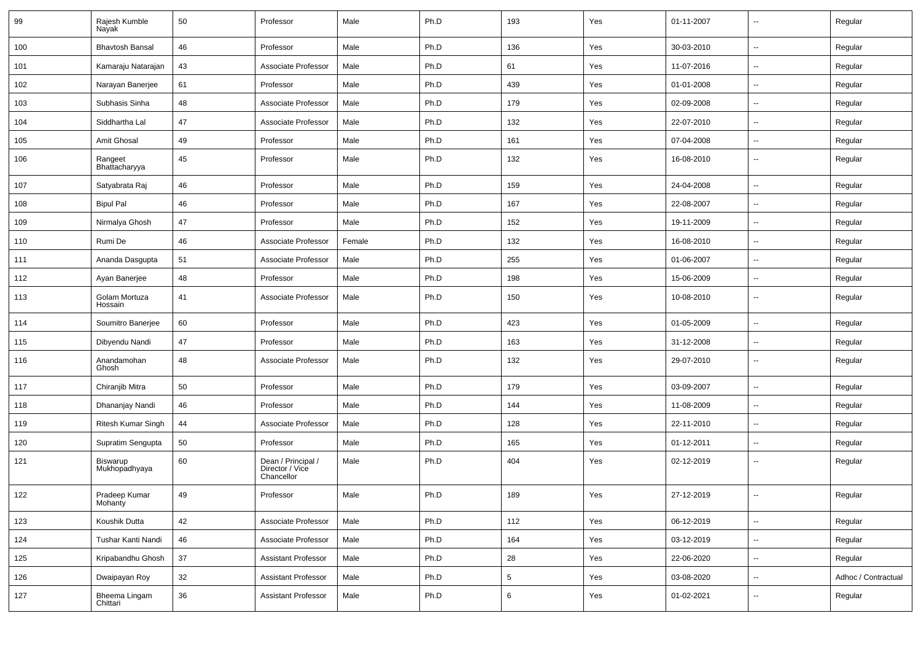| | | | | | | | | | | |
|---|---|---|---|---|---|---|---|---|---|---|
| 99 | Rajesh Kumble Nayak | 50 | Professor | Male | Ph.D | 193 | Yes | 01-11-2007 | -- | Regular |
| 100 | Bhavtosh Bansal | 46 | Professor | Male | Ph.D | 136 | Yes | 30-03-2010 | -- | Regular |
| 101 | Kamaraju Natarajan | 43 | Associate Professor | Male | Ph.D | 61 | Yes | 11-07-2016 | -- | Regular |
| 102 | Narayan Banerjee | 61 | Professor | Male | Ph.D | 439 | Yes | 01-01-2008 | -- | Regular |
| 103 | Subhasis Sinha | 48 | Associate Professor | Male | Ph.D | 179 | Yes | 02-09-2008 | -- | Regular |
| 104 | Siddhartha Lal | 47 | Associate Professor | Male | Ph.D | 132 | Yes | 22-07-2010 | -- | Regular |
| 105 | Amit Ghosal | 49 | Professor | Male | Ph.D | 161 | Yes | 07-04-2008 | -- | Regular |
| 106 | Rangeet Bhattacharyya | 45 | Professor | Male | Ph.D | 132 | Yes | 16-08-2010 | -- | Regular |
| 107 | Satyabrata Raj | 46 | Professor | Male | Ph.D | 159 | Yes | 24-04-2008 | -- | Regular |
| 108 | Bipul Pal | 46 | Professor | Male | Ph.D | 167 | Yes | 22-08-2007 | -- | Regular |
| 109 | Nirmalya Ghosh | 47 | Professor | Male | Ph.D | 152 | Yes | 19-11-2009 | -- | Regular |
| 110 | Rumi De | 46 | Associate Professor | Female | Ph.D | 132 | Yes | 16-08-2010 | -- | Regular |
| 111 | Ananda Dasgupta | 51 | Associate Professor | Male | Ph.D | 255 | Yes | 01-06-2007 | -- | Regular |
| 112 | Ayan Banerjee | 48 | Professor | Male | Ph.D | 198 | Yes | 15-06-2009 | -- | Regular |
| 113 | Golam Mortuza Hossain | 41 | Associate Professor | Male | Ph.D | 150 | Yes | 10-08-2010 | -- | Regular |
| 114 | Soumitro Banerjee | 60 | Professor | Male | Ph.D | 423 | Yes | 01-05-2009 | -- | Regular |
| 115 | Dibyendu Nandi | 47 | Professor | Male | Ph.D | 163 | Yes | 31-12-2008 | -- | Regular |
| 116 | Anandamohan Ghosh | 48 | Associate Professor | Male | Ph.D | 132 | Yes | 29-07-2010 | -- | Regular |
| 117 | Chiranjib Mitra | 50 | Professor | Male | Ph.D | 179 | Yes | 03-09-2007 | -- | Regular |
| 118 | Dhananjay Nandi | 46 | Professor | Male | Ph.D | 144 | Yes | 11-08-2009 | -- | Regular |
| 119 | Ritesh Kumar Singh | 44 | Associate Professor | Male | Ph.D | 128 | Yes | 22-11-2010 | -- | Regular |
| 120 | Supratim Sengupta | 50 | Professor | Male | Ph.D | 165 | Yes | 01-12-2011 | -- | Regular |
| 121 | Biswarup Mukhopadhyaya | 60 | Dean / Principal / Director / Vice Chancellor | Male | Ph.D | 404 | Yes | 02-12-2019 | -- | Regular |
| 122 | Pradeep Kumar Mohanty | 49 | Professor | Male | Ph.D | 189 | Yes | 27-12-2019 | -- | Regular |
| 123 | Koushik Dutta | 42 | Associate Professor | Male | Ph.D | 112 | Yes | 06-12-2019 | -- | Regular |
| 124 | Tushar Kanti Nandi | 46 | Associate Professor | Male | Ph.D | 164 | Yes | 03-12-2019 | -- | Regular |
| 125 | Kripabandhu Ghosh | 37 | Assistant Professor | Male | Ph.D | 28 | Yes | 22-06-2020 | -- | Regular |
| 126 | Dwaipayan Roy | 32 | Assistant Professor | Male | Ph.D | 5 | Yes | 03-08-2020 | -- | Adhoc / Contractual |
| 127 | Bheema Lingam Chittari | 36 | Assistant Professor | Male | Ph.D | 6 | Yes | 01-02-2021 | -- | Regular |